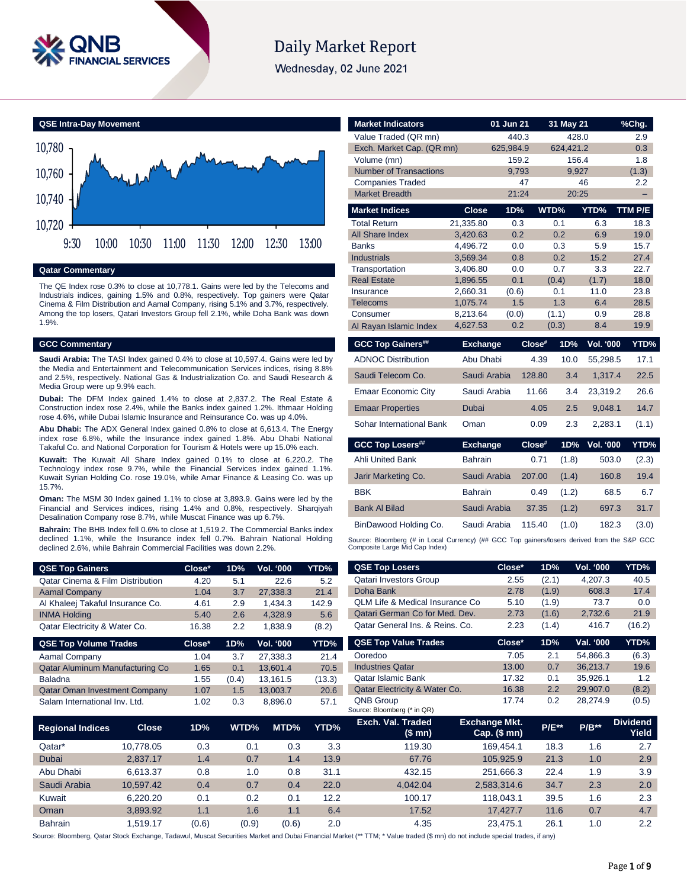# Daily Market Report

Wednesday, 02 June 2021

## QSE Intra-Day Movement

## Qatar Commentary

The QE Index rose 0.3% to close at 10,778.1. Gains were led by the Telecoms and Industrials indices, gaining 1.5% and 0.8%, respectively. Top gainers were Qatar Cinema & Film Distribution and Aamal Company, rising 5.1% and 3.7%, respectively. Among the top losers, Qatari Investors Group fell 2.1%, while Doha Bank was down 1.9%.

## GCC Commentary

**Saudi Arabia:** The TASI Index gained 0.4% to close at 10,597.4. Gains were led by the Media and Entertainment and Telecommunication Services indices, rising 8.8% and 2.5%, respectively. National Gas & Industrialization Co. and Saudi Research & Media Group were up 9.9% each.

**Dubai:** The DFM Index gained 1.4% to close at 2,837.2. The Real Estate & Construction index rose 2.4%, while the Banks index gained 1.2%. Ithmaar Holding rose 4.6%, while Dubai Islamic Insurance and Reinsurance Co. was up 4.0%.

**Abu Dhabi:** The ADX General Index gained 0.8% to close at 6,613.4. The Energy index rose 6.8%, while the Insurance index gained 1.8%. Abu Dhabi National Takaful Co. and National Corporation for Tourism & Hotels were up 15.0% each.

**Kuwait:** The Kuwait All Share Index gained 0.1% to close at 6,220.2. The Technology index rose 9.7%, while the Financial Services index gained 1.1%. Kuwait Syrian Holding Co. rose 19.0%, while Amar Finance & Leasing Co. was up 15.7%.

**Oman:** The MSM 30 Index gained 1.1% to close at 3,893.9. Gains were led by the Financial and Services indices, rising 1.4% and 0.8%, respectively. Sharqiyah Desalination Company rose 8.7%, while Muscat Finance was up 6.7%.

**Bahrain:** The BHB Index fell 0.6% to close at 1,519.2. The Commercial Banks index declined 1.1%, while the Insurance index fell 0.7%. Bahrain National Holding declined 2.6%, while Bahrain Commercial Facilities was down 2.2%.

| Market Indicators | 01 Jun 21 | 31 May 21 | %Chg. |
|---|---|---|---|
| Value Traded (QR mn) | 440.3 | 428.0 | 2.9 |
| Exch. Market Cap. (QR mn) | 625,984.9 | 624,421.2 | 0.3 |
| Volume (mn) | 159.2 | 156.4 | 1.8 |
| Number of Transactions | 9,793 | 9,927 | (1.3) |
| Companies Traded | 47 | 46 | 2.2 |
| Market Breadth | 21:24 | 20:25 | – |

| Market Indices | Close | 1D% | WTD% | YTD% | TTM P/E |
|---|---|---|---|---|---|
| Total Return | 21,335.80 | 0.3 | 0.1 | 6.3 | 18.3 |
| All Share Index | 3,420.63 | 0.2 | 0.2 | 6.9 | 19.0 |
| Banks | 4,496.72 | 0.0 | 0.3 | 5.9 | 15.7 |
| Industrials | 3,569.34 | 0.8 | 0.2 | 15.2 | 27.4 |
| Transportation | 3,406.80 | 0.0 | 0.7 | 3.3 | 22.7 |
| Real Estate | 1,896.55 | 0.1 | (0.4) | (1.7) | 18.0 |
| Insurance | 2,660.31 | (0.6) | 0.1 | 11.0 | 23.8 |
| Telecoms | 1,075.74 | 1.5 | 1.3 | 6.4 | 28.5 |
| Consumer | 8,213.64 | (0.0) | (1.1) | 0.9 | 28.8 |
| Al Rayan Islamic Index | 4,627.53 | 0.2 | (0.3) | 8.4 | 19.9 |

| GCC Top Gainers## | Exchange | Close# | 1D% | Vol. '000 | YTD% |
|---|---|---|---|---|---|
| ADNOC Distribution | Abu Dhabi | 4.39 | 10.0 | 55,298.5 | 17.1 |
| Saudi Telecom Co. | Saudi Arabia | 128.80 | 3.4 | 1,317.4 | 22.5 |
| Emaar Economic City | Saudi Arabia | 11.66 | 3.4 | 23,319.2 | 26.6 |
| Emaar Properties | Dubai | 4.05 | 2.5 | 9,048.1 | 14.7 |
| Sohar International Bank | Oman | 0.09 | 2.3 | 2,283.1 | (1.1) |

| GCC Top Losers## | Exchange | Close# | 1D% | Vol. '000 | YTD% |
|---|---|---|---|---|---|
| Ahli United Bank | Bahrain | 0.71 | (1.8) | 503.0 | (2.3) |
| Jarir Marketing Co. | Saudi Arabia | 207.00 | (1.4) | 160.8 | 19.4 |
| BBK | Bahrain | 0.49 | (1.2) | 68.5 | 6.7 |
| Bank Al Bilad | Saudi Arabia | 37.35 | (1.2) | 697.3 | 31.7 |
| BinDawood Holding Co. | Saudi Arabia | 115.40 | (1.0) | 182.3 | (3.0) |

Source: Bloomberg (# in Local Currency) (## GCC Top gainers/losers derived from the S&P GCC Composite Large Mid Cap Index)

| QSE Top Gainers | Close* | 1D% | Vol. '000 | YTD% |
|---|---|---|---|---|
| Qatar Cinema & Film Distribution | 4.20 | 5.1 | 22.6 | 5.2 |
| Aamal Company | 1.04 | 3.7 | 27,338.3 | 21.4 |
| Al Khaleej Takaful Insurance Co. | 4.61 | 2.9 | 1,434.3 | 142.9 |
| INMA Holding | 5.40 | 2.6 | 4,328.9 | 5.6 |
| Qatar Electricity & Water Co. | 16.38 | 2.2 | 1,838.9 | (8.2) |

| QSE Top Volume Trades | Close* | 1D% | Vol. '000 | YTD% |
|---|---|---|---|---|
| Aamal Company | 1.04 | 3.7 | 27,338.3 | 21.4 |
| Qatar Aluminum Manufacturing Co | 1.65 | 0.1 | 13,601.4 | 70.5 |
| Baladna | 1.55 | (0.4) | 13,161.5 | (13.3) |
| Qatar Oman Investment Company | 1.07 | 1.5 | 13,003.7 | 20.6 |
| Salam International Inv. Ltd. | 1.02 | 0.3 | 8,896.0 | 57.1 |

| QSE Top Losers | Close* | 1D% | Vol. '000 | YTD% |
|---|---|---|---|---|
| Qatari Investors Group | 2.55 | (2.1) | 4,207.3 | 40.5 |
| Doha Bank | 2.78 | (1.9) | 608.3 | 17.4 |
| QLM Life & Medical Insurance Co | 5.10 | (1.9) | 73.7 | 0.0 |
| Qatari German Co for Med. Dev. | 2.73 | (1.6) | 2,732.6 | 21.9 |
| Qatar General Ins. & Reins. Co. | 2.23 | (1.4) | 416.7 | (16.2) |

| QSE Top Value Trades | Close* | 1D% | Val. '000 | YTD% |
|---|---|---|---|---|
| Ooredoo | 7.05 | 2.1 | 54,866.3 | (6.3) |
| Industries Qatar | 13.00 | 0.7 | 36,213.7 | 19.6 |
| Qatar Islamic Bank | 17.32 | 0.1 | 35,926.1 | 1.2 |
| Qatar Electricity & Water Co. | 16.38 | 2.2 | 29,907.0 | (8.2) |
| QNB Group | 17.74 | 0.2 | 28,274.9 | (0.5) |

Source: Bloomberg (* in QR)

| Regional Indices | Close | 1D% | WTD% | MTD% | YTD% | Exch. Val. Traded ($ mn) | Exchange Mkt. Cap. ($ mn) | P/E** | P/B** | Dividend Yield |
|---|---|---|---|---|---|---|---|---|---|---|
| Qatar* | 10,778.05 | 0.3 | 0.1 | 0.3 | 3.3 | 119.30 | 169,454.1 | 18.3 | 1.6 | 2.7 |
| Dubai | 2,837.17 | 1.4 | 0.7 | 1.4 | 13.9 | 67.76 | 105,925.9 | 21.3 | 1.0 | 2.9 |
| Abu Dhabi | 6,613.37 | 0.8 | 1.0 | 0.8 | 31.1 | 432.15 | 251,666.3 | 22.4 | 1.9 | 3.9 |
| Saudi Arabia | 10,597.42 | 0.4 | 0.7 | 0.4 | 22.0 | 4,042.04 | 2,583,314.6 | 34.7 | 2.3 | 2.0 |
| Kuwait | 6,220.20 | 0.1 | 0.2 | 0.1 | 12.2 | 100.17 | 118,043.1 | 39.5 | 1.6 | 2.3 |
| Oman | 3,893.92 | 1.1 | 1.6 | 1.1 | 6.4 | 17.52 | 17,427.7 | 11.6 | 0.7 | 4.7 |
| Bahrain | 1,519.17 | (0.6) | (0.9) | (0.6) | 2.0 | 4.35 | 23,475.1 | 26.1 | 1.0 | 2.2 |

Source: Bloomberg, Qatar Stock Exchange, Tadawul, Muscat Securities Market and Dubai Financial Market (** TTM; * Value traded ($ mn) do not include special trades, if any)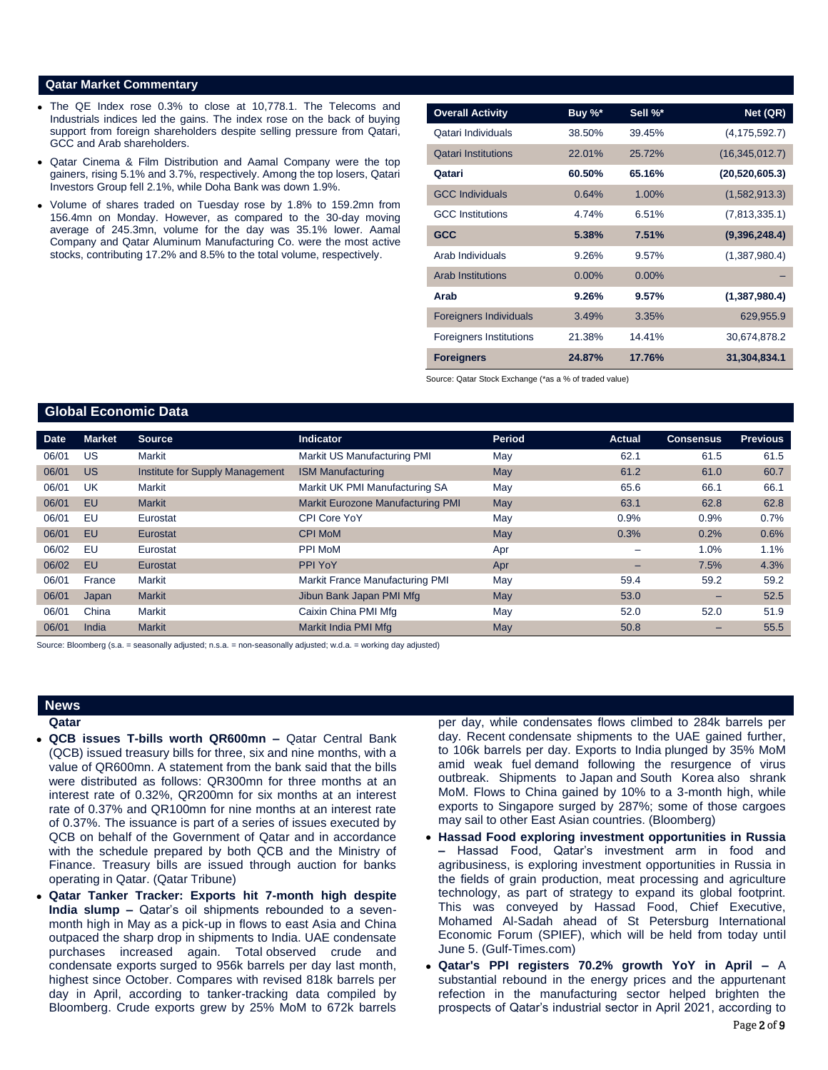## Qatar Market Commentary

- The QE Index rose 0.3% to close at 10,778.1. The Telecoms and Industrials indices led the gains. The index rose on the back of buying support from foreign shareholders despite selling pressure from Qatari, GCC and Arab shareholders.
- Qatar Cinema & Film Distribution and Aamal Company were the top gainers, rising 5.1% and 3.7%, respectively. Among the top losers, Qatari Investors Group fell 2.1%, while Doha Bank was down 1.9%.
- Volume of shares traded on Tuesday rose by 1.8% to 159.2mn from 156.4mn on Monday. However, as compared to the 30-day moving average of 245.3mn, volume for the day was 35.1% lower. Aamal Company and Qatar Aluminum Manufacturing Co. were the most active stocks, contributing 17.2% and 8.5% to the total volume, respectively.

| Overall Activity | Buy %* | Sell %* | Net (QR) |
|---|---|---|---|
| Qatari Individuals | 38.50% | 39.45% | (4,175,592.7) |
| Qatari Institutions | 22.01% | 25.72% | (16,345,012.7) |
| **Qatari** | **60.50%** | **65.16%** | **(20,520,605.3)** |
| GCC Individuals | 0.64% | 1.00% | (1,582,913.3) |
| GCC Institutions | 4.74% | 6.51% | (7,813,335.1) |
| **GCC** | **5.38%** | **7.51%** | **(9,396,248.4)** |
| Arab Individuals | 9.26% | 9.57% | (1,387,980.4) |
| Arab Institutions | 0.00% | 0.00% | – |
| **Arab** | **9.26%** | **9.57%** | **(1,387,980.4)** |
| Foreigners Individuals | 3.49% | 3.35% | 629,955.9 |
| Foreigners Institutions | 21.38% | 14.41% | 30,674,878.2 |
| **Foreigners** | **24.87%** | **17.76%** | **31,304,834.1** |

Source: Qatar Stock Exchange (*as a % of traded value)

## Global Economic Data

| Date | Market | Source | Indicator | Period | Actual | Consensus | Previous |
|---|---|---|---|---|---|---|---|
| 06/01 | US | Markit | Markit US Manufacturing PMI | May | 62.1 | 61.5 | 61.5 |
| 06/01 | US | Institute for Supply Management | ISM Manufacturing | May | 61.2 | 61.0 | 60.7 |
| 06/01 | UK | Markit | Markit UK PMI Manufacturing SA | May | 65.6 | 66.1 | 66.1 |
| 06/01 | EU | Markit | Markit Eurozone Manufacturing PMI | May | 63.1 | 62.8 | 62.8 |
| 06/01 | EU | Eurostat | CPI Core YoY | May | 0.9% | 0.9% | 0.7% |
| 06/01 | EU | Eurostat | CPI MoM | May | 0.3% | 0.2% | 0.6% |
| 06/02 | EU | Eurostat | PPI MoM | Apr | – | 1.0% | 1.1% |
| 06/02 | EU | Eurostat | PPI YoY | Apr | – | 7.5% | 4.3% |
| 06/01 | France | Markit | Markit France Manufacturing PMI | May | 59.4 | 59.2 | 59.2 |
| 06/01 | Japan | Markit | Jibun Bank Japan PMI Mfg | May | 53.0 | – | 52.5 |
| 06/01 | China | Markit | Caixin China PMI Mfg | May | 52.0 | 52.0 | 51.9 |
| 06/01 | India | Markit | Markit India PMI Mfg | May | 50.8 | – | 55.5 |

Source: Bloomberg (s.a. = seasonally adjusted; n.s.a. = non-seasonally adjusted; w.d.a. = working day adjusted)

## News

### Qatar

- **QCB issues T-bills worth QR600mn –** Qatar Central Bank (QCB) issued treasury bills for three, six and nine months, with a value of QR600mn. A statement from the bank said that the bills were distributed as follows: QR300mn for three months at an interest rate of 0.32%, QR200mn for six months at an interest rate of 0.37% and QR100mn for nine months at an interest rate of 0.37%. The issuance is part of a series of issues executed by QCB on behalf of the Government of Qatar and in accordance with the schedule prepared by both QCB and the Ministry of Finance. Treasury bills are issued through auction for banks operating in Qatar. (Qatar Tribune)
- **Qatar Tanker Tracker: Exports hit 7-month high despite India slump –** Qatar's oil shipments rebounded to a seven-month high in May as a pick-up in flows to east Asia and China outpaced the sharp drop in shipments to India. UAE condensate purchases increased again. Total observed crude and condensate exports surged to 956k barrels per day last month, highest since October. Compares with revised 818k barrels per day in April, according to tanker-tracking data compiled by Bloomberg. Crude exports grew by 25% MoM to 672k barrels per day, while condensates flows climbed to 284k barrels per day. Recent condensate shipments to the UAE gained further, to 106k barrels per day. Exports to India plunged by 35% MoM amid weak fuel demand following the resurgence of virus outbreak. Shipments to Japan and South Korea also shrank MoM. Flows to China gained by 10% to a 3-month high, while exports to Singapore surged by 287%; some of those cargoes may sail to other East Asian countries. (Bloomberg)
- **Hassad Food exploring investment opportunities in Russia –** Hassad Food, Qatar's investment arm in food and agribusiness, is exploring investment opportunities in Russia in the fields of grain production, meat processing and agriculture technology, as part of strategy to expand its global footprint. This was conveyed by Hassad Food, Chief Executive, Mohamed Al-Sadah ahead of St Petersburg International Economic Forum (SPIEF), which will be held from today until June 5. (Gulf-Times.com)
- **Qatar's PPI registers 70.2% growth YoY in April –** A substantial rebound in the energy prices and the appurtenant refection in the manufacturing sector helped brighten the prospects of Qatar's industrial sector in April 2021, according to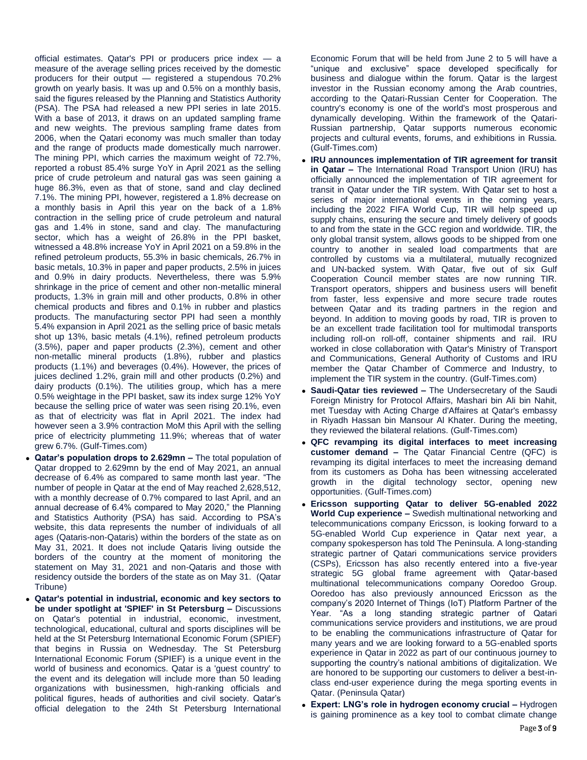official estimates. Qatar's PPI or producers price index — a measure of the average selling prices received by the domestic producers for their output — registered a stupendous 70.2% growth on yearly basis. It was up and 0.5% on a monthly basis, said the figures released by the Planning and Statistics Authority (PSA). The PSA had released a new PPI series in late 2015. With a base of 2013, it draws on an updated sampling frame and new weights. The previous sampling frame dates from 2006, when the Qatari economy was much smaller than today and the range of products made domestically much narrower. The mining PPI, which carries the maximum weight of 72.7%, reported a robust 85.4% surge YoY in April 2021 as the selling price of crude petroleum and natural gas was seen gaining a huge 86.3%, even as that of stone, sand and clay declined 7.1%. The mining PPI, however, registered a 1.8% decrease on a monthly basis in April this year on the back of a 1.8% contraction in the selling price of crude petroleum and natural gas and 1.4% in stone, sand and clay. The manufacturing sector, which has a weight of 26.8% in the PPI basket, witnessed a 48.8% increase YoY in April 2021 on a 59.8% in the refined petroleum products, 55.3% in basic chemicals, 26.7% in basic metals, 10.3% in paper and paper products, 2.5% in juices and 0.9% in dairy products. Nevertheless, there was 5.9% shrinkage in the price of cement and other non-metallic mineral products, 1.3% in grain mill and other products, 0.8% in other chemical products and fibres and 0.1% in rubber and plastics products. The manufacturing sector PPI had seen a monthly 5.4% expansion in April 2021 as the selling price of basic metals shot up 13%, basic metals (4.1%), refined petroleum products (3.5%), paper and paper products (2.3%), cement and other non-metallic mineral products (1.8%), rubber and plastics products (1.1%) and beverages (0.4%). However, the prices of juices declined 1.2%, grain mill and other products (0.2%) and dairy products (0.1%). The utilities group, which has a mere 0.5% weightage in the PPI basket, saw its index surge 12% YoY because the selling price of water was seen rising 20.1%, even as that of electricity was flat in April 2021. The index had however seen a 3.9% contraction MoM this April with the selling price of electricity plummeting 11.9%; whereas that of water grew 6.7%. (Gulf-Times.com)

- **Qatar's population drops to 2.629mn –** The total population of Qatar dropped to 2.629mn by the end of May 2021, an annual decrease of 6.4% as compared to same month last year. "The number of people in Qatar at the end of May reached 2,628,512, with a monthly decrease of 0.7% compared to last April, and an annual decrease of 6.4% compared to May 2020," the Planning and Statistics Authority (PSA) has said. According to PSA's website, this data represents the number of individuals of all ages (Qataris-non-Qataris) within the borders of the state as on May 31, 2021. It does not include Qataris living outside the borders of the country at the moment of monitoring the statement on May 31, 2021 and non-Qataris and those with residency outside the borders of the state as on May 31. (Qatar Tribune)
- **Qatar's potential in industrial, economic and key sectors to be under spotlight at 'SPIEF' in St Petersburg –** Discussions on Qatar's potential in industrial, economic, investment, technological, educational, cultural and sports disciplines will be held at the St Petersburg International Economic Forum (SPIEF) that begins in Russia on Wednesday. The St Petersburg International Economic Forum (SPIEF) is a unique event in the world of business and economics. Qatar is a 'guest country' to the event and its delegation will include more than 50 leading organizations with businessmen, high-ranking officials and political figures, heads of authorities and civil society. Qatar's official delegation to the 24th St Petersburg International Economic Forum that will be held from June 2 to 5 will have a "unique and exclusive" space developed specifically for business and dialogue within the forum. Qatar is the largest investor in the Russian economy among the Arab countries, according to the Qatari-Russian Center for Cooperation. The country's economy is one of the world's most prosperous and dynamically developing. Within the framework of the Qatari-Russian partnership, Qatar supports numerous economic projects and cultural events, forums, and exhibitions in Russia. (Gulf-Times.com)
- **IRU announces implementation of TIR agreement for transit in Qatar –** The International Road Transport Union (IRU) has officially announced the implementation of TIR agreement for transit in Qatar under the TIR system. With Qatar set to host a series of major international events in the coming years, including the 2022 FIFA World Cup, TIR will help speed up supply chains, ensuring the secure and timely delivery of goods to and from the state in the GCC region and worldwide. TIR, the only global transit system, allows goods to be shipped from one country to another in sealed load compartments that are controlled by customs via a multilateral, mutually recognized and UN-backed system. With Qatar, five out of six Gulf Cooperation Council member states are now running TIR. Transport operators, shippers and business users will benefit from faster, less expensive and more secure trade routes between Qatar and its trading partners in the region and beyond. In addition to moving goods by road, TIR is proven to be an excellent trade facilitation tool for multimodal transports including roll-on roll-off, container shipments and rail. IRU worked in close collaboration with Qatar's Ministry of Transport and Communications, General Authority of Customs and IRU member the Qatar Chamber of Commerce and Industry, to implement the TIR system in the country. (Gulf-Times.com)
- **Saudi-Qatar ties reviewed –** The Undersecretary of the Saudi Foreign Ministry for Protocol Affairs, Mashari bin Ali bin Nahit, met Tuesday with Acting Charge d'Affaires at Qatar's embassy in Riyadh Hassan bin Mansour Al Khater. During the meeting, they reviewed the bilateral relations. (Gulf-Times.com)
- **QFC revamping its digital interfaces to meet increasing customer demand –** The Qatar Financial Centre (QFC) is revamping its digital interfaces to meet the increasing demand from its customers as Doha has been witnessing accelerated growth in the digital technology sector, opening new opportunities. (Gulf-Times.com)
- **Ericsson supporting Qatar to deliver 5G-enabled 2022 World Cup experience –** Swedish multinational networking and telecommunications company Ericsson, is looking forward to a 5G-enabled World Cup experience in Qatar next year, a company spokesperson has told The Peninsula. A long-standing strategic partner of Qatari communications service providers (CSPs), Ericsson has also recently entered into a five-year strategic 5G global frame agreement with Qatar-based multinational telecommunications company Ooredoo Group. Ooredoo has also previously announced Ericsson as the company's 2020 Internet of Things (IoT) Platform Partner of the Year. "As a long standing strategic partner of Qatari communications service providers and institutions, we are proud to be enabling the communications infrastructure of Qatar for many years and we are looking forward to a 5G-enabled sports experience in Qatar in 2022 as part of our continuous journey to supporting the country's national ambitions of digitalization. We are honored to be supporting our customers to deliver a best-in-class end-user experience during the mega sporting events in Qatar. (Peninsula Qatar)
- **Expert: LNG's role in hydrogen economy crucial –** Hydrogen is gaining prominence as a key tool to combat climate change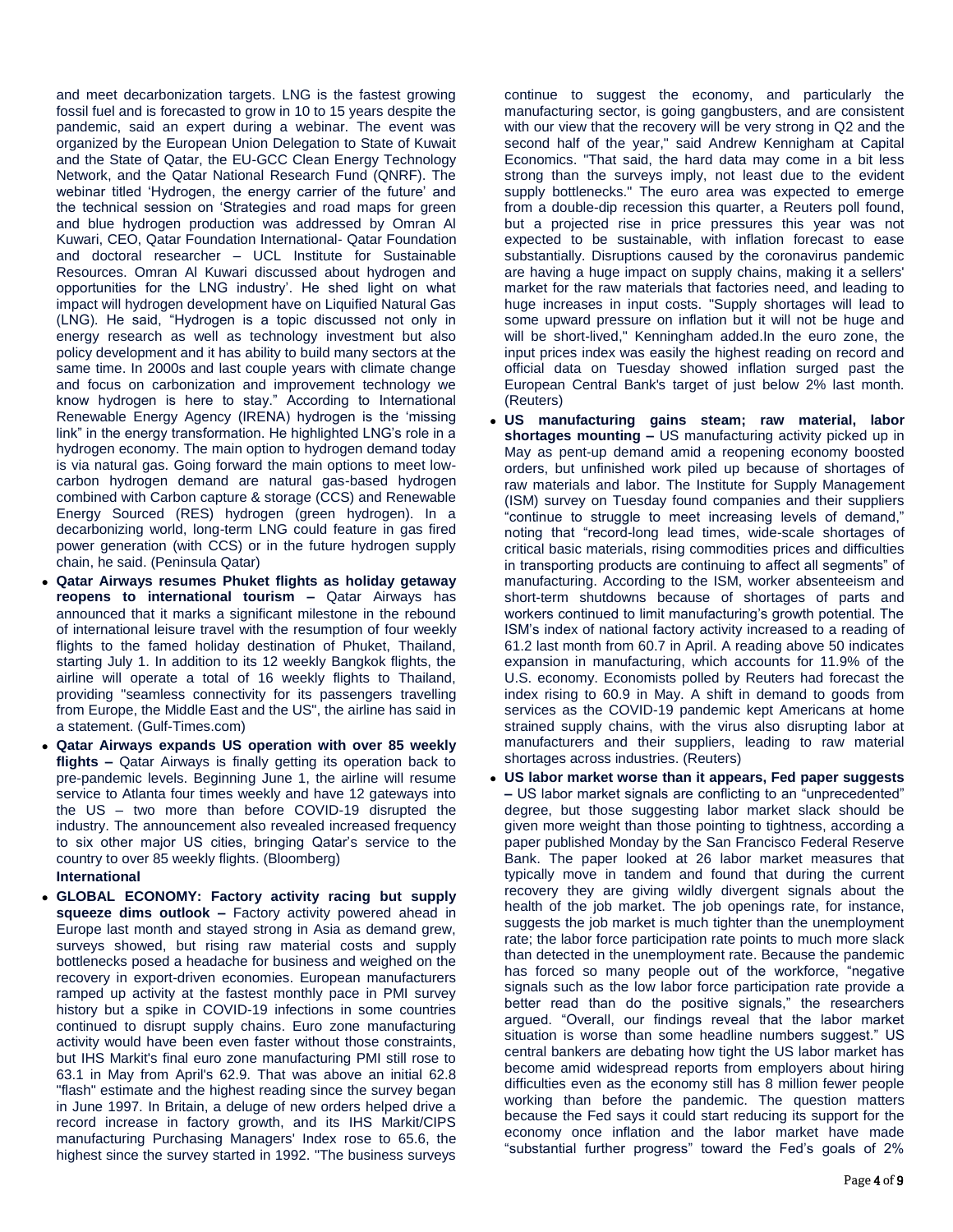and meet decarbonization targets. LNG is the fastest growing fossil fuel and is forecasted to grow in 10 to 15 years despite the pandemic, said an expert during a webinar. The event was organized by the European Union Delegation to State of Kuwait and the State of Qatar, the EU-GCC Clean Energy Technology Network, and the Qatar National Research Fund (QNRF). The webinar titled 'Hydrogen, the energy carrier of the future' and the technical session on 'Strategies and road maps for green and blue hydrogen production was addressed by Omran Al Kuwari, CEO, Qatar Foundation International- Qatar Foundation and doctoral researcher – UCL Institute for Sustainable Resources. Omran Al Kuwari discussed about hydrogen and opportunities for the LNG industry'. He shed light on what impact will hydrogen development have on Liquified Natural Gas (LNG). He said, "Hydrogen is a topic discussed not only in energy research as well as technology investment but also policy development and it has ability to build many sectors at the same time. In 2000s and last couple years with climate change and focus on carbonization and improvement technology we know hydrogen is here to stay." According to International Renewable Energy Agency (IRENA) hydrogen is the 'missing link" in the energy transformation. He highlighted LNG's role in a hydrogen economy. The main option to hydrogen demand today is via natural gas. Going forward the main options to meet low-carbon hydrogen demand are natural gas-based hydrogen combined with Carbon capture & storage (CCS) and Renewable Energy Sourced (RES) hydrogen (green hydrogen). In a decarbonizing world, long-term LNG could feature in gas fired power generation (with CCS) or in the future hydrogen supply chain, he said. (Peninsula Qatar)

- **Qatar Airways resumes Phuket flights as holiday getaway reopens to international tourism –** Qatar Airways has announced that it marks a significant milestone in the rebound of international leisure travel with the resumption of four weekly flights to the famed holiday destination of Phuket, Thailand, starting July 1. In addition to its 12 weekly Bangkok flights, the airline will operate a total of 16 weekly flights to Thailand, providing "seamless connectivity for its passengers travelling from Europe, the Middle East and the US", the airline has said in a statement. (Gulf-Times.com)
- **Qatar Airways expands US operation with over 85 weekly flights –** Qatar Airways is finally getting its operation back to pre-pandemic levels. Beginning June 1, the airline will resume service to Atlanta four times weekly and have 12 gateways into the US – two more than before COVID-19 disrupted the industry. The announcement also revealed increased frequency to six other major US cities, bringing Qatar's service to the country to over 85 weekly flights. (Bloomberg)

**International**

- **GLOBAL ECONOMY: Factory activity racing but supply squeeze dims outlook –** Factory activity powered ahead in Europe last month and stayed strong in Asia as demand grew, surveys showed, but rising raw material costs and supply bottlenecks posed a headache for business and weighed on the recovery in export-driven economies. European manufacturers ramped up activity at the fastest monthly pace in PMI survey history but a spike in COVID-19 infections in some countries continued to disrupt supply chains. Euro zone manufacturing activity would have been even faster without those constraints, but IHS Markit's final euro zone manufacturing PMI still rose to 63.1 in May from April's 62.9. That was above an initial 62.8 "flash" estimate and the highest reading since the survey began in June 1997. In Britain, a deluge of new orders helped drive a record increase in factory growth, and its IHS Markit/CIPS manufacturing Purchasing Managers' Index rose to 65.6, the highest since the survey started in 1992. "The business surveys continue to suggest the economy, and particularly the manufacturing sector, is going gangbusters, and are consistent with our view that the recovery will be very strong in Q2 and the second half of the year," said Andrew Kennigham at Capital Economics. "That said, the hard data may come in a bit less strong than the surveys imply, not least due to the evident supply bottlenecks." The euro area was expected to emerge from a double-dip recession this quarter, a Reuters poll found, but a projected rise in price pressures this year was not expected to be sustainable, with inflation forecast to ease substantially. Disruptions caused by the coronavirus pandemic are having a huge impact on supply chains, making it a sellers' market for the raw materials that factories need, and leading to huge increases in input costs. "Supply shortages will lead to some upward pressure on inflation but it will not be huge and will be short-lived," Kenningham added.In the euro zone, the input prices index was easily the highest reading on record and official data on Tuesday showed inflation surged past the European Central Bank's target of just below 2% last month. (Reuters)
- **US manufacturing gains steam; raw material, labor shortages mounting –** US manufacturing activity picked up in May as pent-up demand amid a reopening economy boosted orders, but unfinished work piled up because of shortages of raw materials and labor. The Institute for Supply Management (ISM) survey on Tuesday found companies and their suppliers "continue to struggle to meet increasing levels of demand," noting that "record-long lead times, wide-scale shortages of critical basic materials, rising commodities prices and difficulties in transporting products are continuing to affect all segments" of manufacturing. According to the ISM, worker absenteeism and short-term shutdowns because of shortages of parts and workers continued to limit manufacturing's growth potential. The ISM's index of national factory activity increased to a reading of 61.2 last month from 60.7 in April. A reading above 50 indicates expansion in manufacturing, which accounts for 11.9% of the U.S. economy. Economists polled by Reuters had forecast the index rising to 60.9 in May. A shift in demand to goods from services as the COVID-19 pandemic kept Americans at home strained supply chains, with the virus also disrupting labor at manufacturers and their suppliers, leading to raw material shortages across industries. (Reuters)
- **US labor market worse than it appears, Fed paper suggests –** US labor market signals are conflicting to an "unprecedented" degree, but those suggesting labor market slack should be given more weight than those pointing to tightness, according to a paper published Monday by the San Francisco Federal Reserve Bank. The paper looked at 26 labor market measures that typically move in tandem and found that during the current recovery they are giving wildly divergent signals about the health of the job market. The job openings rate, for instance, suggests the job market is much tighter than the unemployment rate; the labor force participation rate points to much more slack than detected in the unemployment rate. Because the pandemic has forced so many people out of the workforce, "negative signals such as the low labor force participation rate provide a better read than do the positive signals," the researchers argued. "Overall, our findings reveal that the labor market situation is worse than some headline numbers suggest." US central bankers are debating how tight the US labor market has become amid widespread reports from employers about hiring difficulties even as the economy still has 8 million fewer people working than before the pandemic. The question matters because the Fed says it could start reducing its support for the economy once inflation and the labor market have made "substantial further progress" toward the Fed's goals of 2%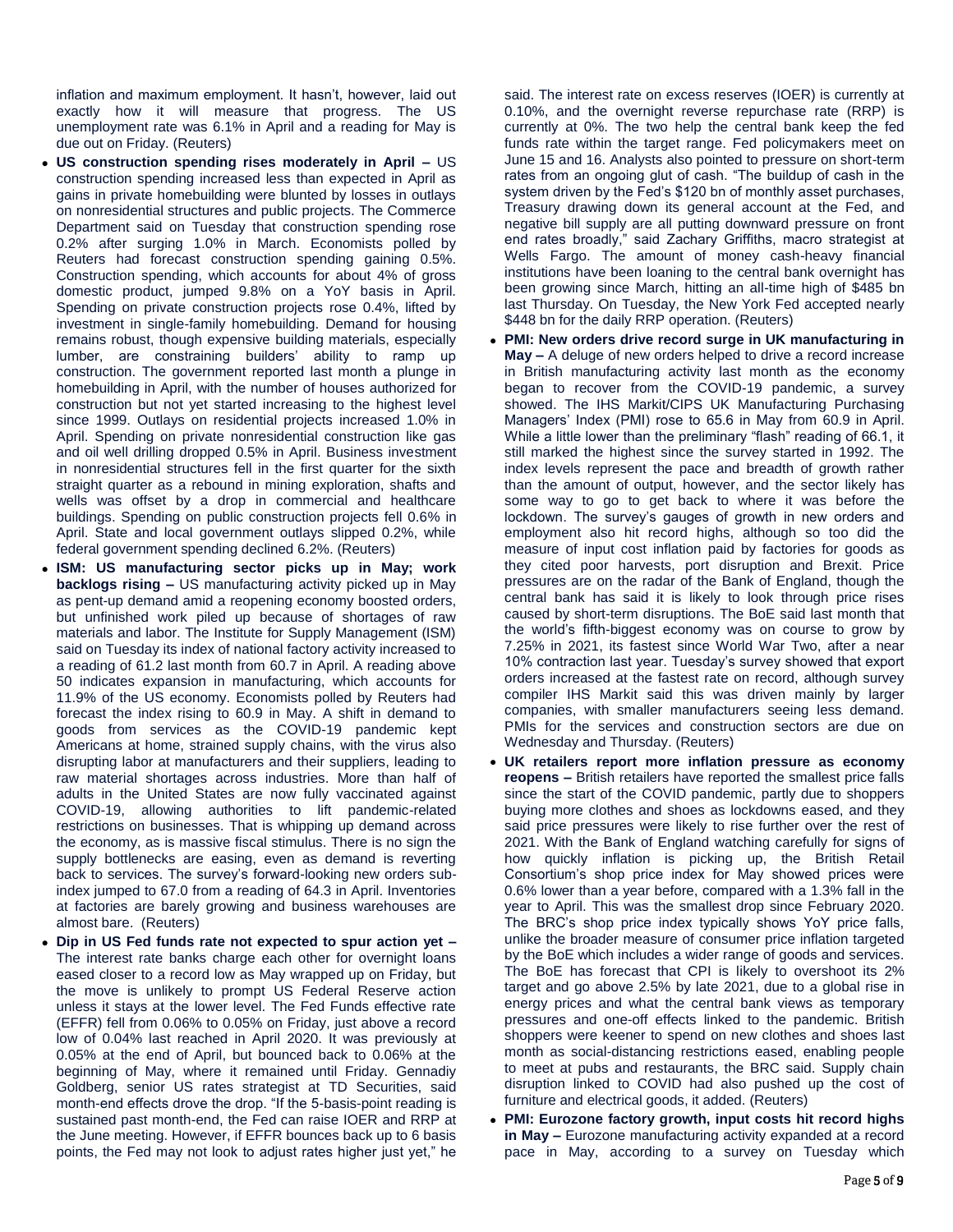inflation and maximum employment. It hasn't, however, laid out exactly how it will measure that progress. The US unemployment rate was 6.1% in April and a reading for May is due out on Friday. (Reuters)

- **US construction spending rises moderately in April –** US construction spending increased less than expected in April as gains in private homebuilding were blunted by losses in outlays on nonresidential structures and public projects. The Commerce Department said on Tuesday that construction spending rose 0.2% after surging 1.0% in March. Economists polled by Reuters had forecast construction spending gaining 0.5%. Construction spending, which accounts for about 4% of gross domestic product, jumped 9.8% on a YoY basis in April. Spending on private construction projects rose 0.4%, lifted by investment in single-family homebuilding. Demand for housing remains robust, though expensive building materials, especially lumber, are constraining builders' ability to ramp up construction. The government reported last month a plunge in homebuilding in April, with the number of houses authorized for construction but not yet started increasing to the highest level since 1999. Outlays on residential projects increased 1.0% in April. Spending on private nonresidential construction like gas and oil well drilling dropped 0.5% in April. Business investment in nonresidential structures fell in the first quarter for the sixth straight quarter as a rebound in mining exploration, shafts and wells was offset by a drop in commercial and healthcare buildings. Spending on public construction projects fell 0.6% in April. State and local government outlays slipped 0.2%, while federal government spending declined 6.2%. (Reuters)
- **ISM: US manufacturing sector picks up in May; work backlogs rising –** US manufacturing activity picked up in May as pent-up demand amid a reopening economy boosted orders, but unfinished work piled up because of shortages of raw materials and labor. The Institute for Supply Management (ISM) said on Tuesday its index of national factory activity increased to a reading of 61.2 last month from 60.7 in April. A reading above 50 indicates expansion in manufacturing, which accounts for 11.9% of the US economy. Economists polled by Reuters had forecast the index rising to 60.9 in May. A shift in demand to goods from services as the COVID-19 pandemic kept Americans at home, strained supply chains, with the virus also disrupting labor at manufacturers and their suppliers, leading to raw material shortages across industries. More than half of adults in the United States are now fully vaccinated against COVID-19, allowing authorities to lift pandemic-related restrictions on businesses. That is whipping up demand across the economy, as is massive fiscal stimulus. There is no sign the supply bottlenecks are easing, even as demand is reverting back to services. The survey's forward-looking new orders sub-index jumped to 67.0 from a reading of 64.3 in April. Inventories at factories are barely growing and business warehouses are almost bare. (Reuters)
- **Dip in US Fed funds rate not expected to spur action yet –** The interest rate banks charge each other for overnight loans eased closer to a record low as May wrapped up on Friday, but the move is unlikely to prompt US Federal Reserve action unless it stays at the lower level. The Fed Funds effective rate (EFFR) fell from 0.06% to 0.05% on Friday, just above a record low of 0.04% last reached in April 2020. It was previously at 0.05% at the end of April, but bounced back to 0.06% at the beginning of May, where it remained until Friday. Gennadiy Goldberg, senior US rates strategist at TD Securities, said month-end effects drove the drop. "If the 5-basis-point reading is sustained past month-end, the Fed can raise IOER and RRP at the June meeting. However, if EFFR bounces back up to 6 basis points, the Fed may not look to adjust rates higher just yet," he said. The interest rate on excess reserves (IOER) is currently at 0.10%, and the overnight reverse repurchase rate (RRP) is currently at 0%. The two help the central bank keep the fed funds rate within the target range. Fed policymakers meet on June 15 and 16. Analysts also pointed to pressure on short-term rates from an ongoing glut of cash. "The buildup of cash in the system driven by the Fed's $120 bn of monthly asset purchases, Treasury drawing down its general account at the Fed, and negative bill supply are all putting downward pressure on front end rates broadly," said Zachary Griffiths, macro strategist at Wells Fargo. The amount of money cash-heavy financial institutions have been loaning to the central bank overnight has been growing since March, hitting an all-time high of $485 bn last Thursday. On Tuesday, the New York Fed accepted nearly $448 bn for the daily RRP operation. (Reuters)
- **PMI: New orders drive record surge in UK manufacturing in May –** A deluge of new orders helped to drive a record increase in British manufacturing activity last month as the economy began to recover from the COVID-19 pandemic, a survey showed. The IHS Markit/CIPS UK Manufacturing Purchasing Managers' Index (PMI) rose to 65.6 in May from 60.9 in April. While a little lower than the preliminary "flash" reading of 66.1, it still marked the highest since the survey started in 1992. The index levels represent the pace and breadth of growth rather than the amount of output, however, and the sector likely has some way to go to get back to where it was before the lockdown. The survey's gauges of growth in new orders and employment also hit record highs, although so too did the measure of input cost inflation paid by factories for goods as they cited poor harvests, port disruption and Brexit. Price pressures are on the radar of the Bank of England, though the central bank has said it is likely to look through price rises caused by short-term disruptions. The BoE said last month that the world's fifth-biggest economy was on course to grow by 7.25% in 2021, its fastest since World War Two, after a near 10% contraction last year. Tuesday's survey showed that export orders increased at the fastest rate on record, although survey compiler IHS Markit said this was driven mainly by larger companies, with smaller manufacturers seeing less demand. PMIs for the services and construction sectors are due on Wednesday and Thursday. (Reuters)
- **UK retailers report more inflation pressure as economy reopens –** British retailers have reported the smallest price falls since the start of the COVID pandemic, partly due to shoppers buying more clothes and shoes as lockdowns eased, and they said price pressures were likely to rise further over the rest of 2021. With the Bank of England watching carefully for signs of how quickly inflation is picking up, the British Retail Consortium's shop price index for May showed prices were 0.6% lower than a year before, compared with a 1.3% fall in the year to April. This was the smallest drop since February 2020. The BRC's shop price index typically shows YoY price falls, unlike the broader measure of consumer price inflation targeted by the BoE which includes a wider range of goods and services. The BoE has forecast that CPI is likely to overshoot its 2% target and go above 2.5% by late 2021, due to a global rise in energy prices and what the central bank views as temporary pressures and one-off effects linked to the pandemic. British shoppers were keener to spend on new clothes and shoes last month as social-distancing restrictions eased, enabling people to meet at pubs and restaurants, the BRC said. Supply chain disruption linked to COVID had also pushed up the cost of furniture and electrical goods, it added. (Reuters)
- **PMI: Eurozone factory growth, input costs hit record highs in May –** Eurozone manufacturing activity expanded at a record pace in May, according to a survey on Tuesday which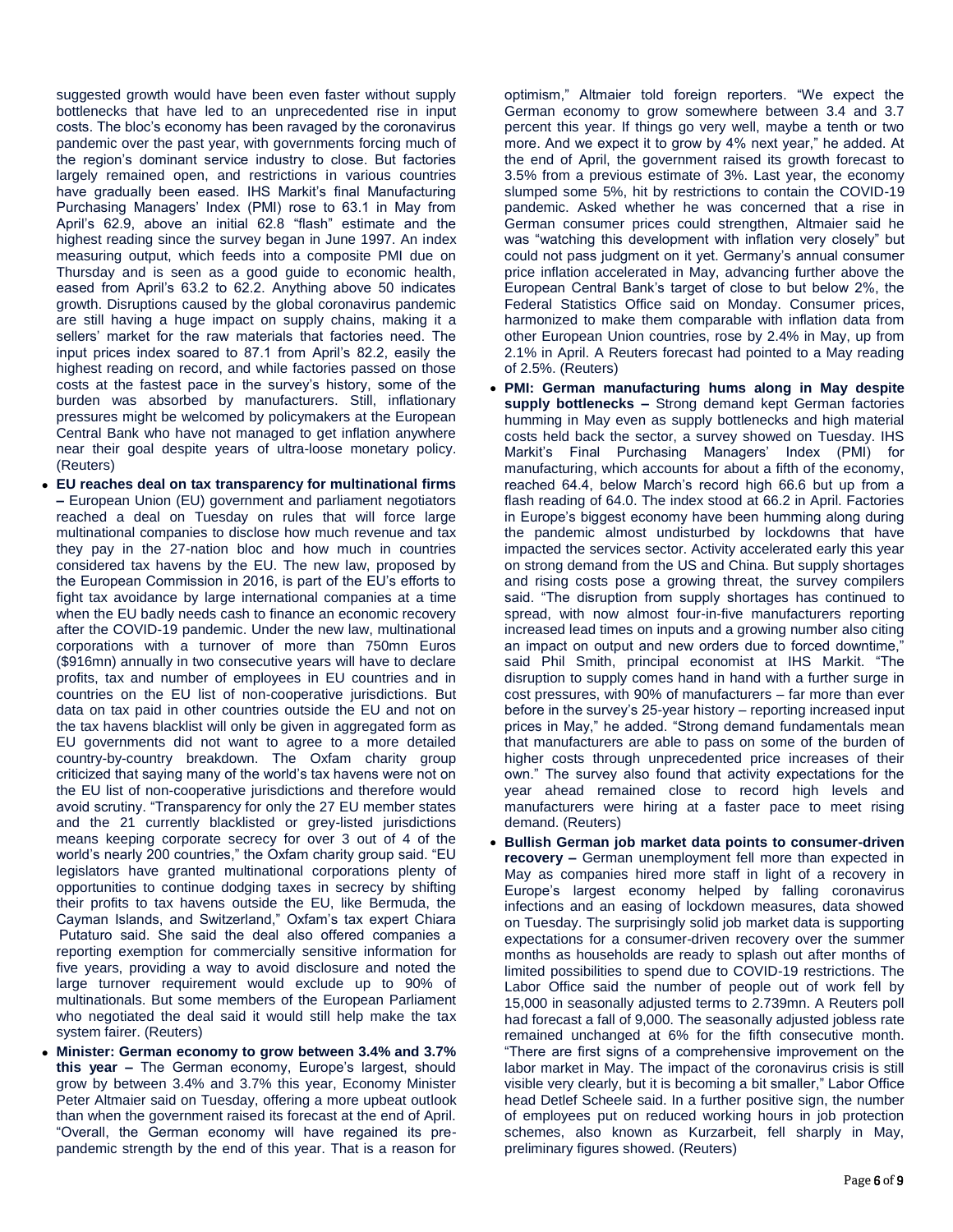suggested growth would have been even faster without supply bottlenecks that have led to an unprecedented rise in input costs. The bloc's economy has been ravaged by the coronavirus pandemic over the past year, with governments forcing much of the region's dominant service industry to close. But factories largely remained open, and restrictions in various countries have gradually been eased. IHS Markit's final Manufacturing Purchasing Managers' Index (PMI) rose to 63.1 in May from April's 62.9, above an initial 62.8 "flash" estimate and the highest reading since the survey began in June 1997. An index measuring output, which feeds into a composite PMI due on Thursday and is seen as a good guide to economic health, eased from April's 63.2 to 62.2. Anything above 50 indicates growth. Disruptions caused by the global coronavirus pandemic are still having a huge impact on supply chains, making it a sellers' market for the raw materials that factories need. The input prices index soared to 87.1 from April's 82.2, easily the highest reading on record, and while factories passed on those costs at the fastest pace in the survey's history, some of the burden was absorbed by manufacturers. Still, inflationary pressures might be welcomed by policymakers at the European Central Bank who have not managed to get inflation anywhere near their goal despite years of ultra-loose monetary policy. (Reuters)

- **EU reaches deal on tax transparency for multinational firms –** European Union (EU) government and parliament negotiators reached a deal on Tuesday on rules that will force large multinational companies to disclose how much revenue and tax they pay in the 27-nation bloc and how much in countries considered tax havens by the EU. The new law, proposed by the European Commission in 2016, is part of the EU's efforts to fight tax avoidance by large international companies at a time when the EU badly needs cash to finance an economic recovery after the COVID-19 pandemic. Under the new law, multinational corporations with a turnover of more than 750mn Euros ($916mn) annually in two consecutive years will have to declare profits, tax and number of employees in EU countries and in countries on the EU list of non-cooperative jurisdictions. But data on tax paid in other countries outside the EU and not on the tax havens blacklist will only be given in aggregated form as EU governments did not want to agree to a more detailed country-by-country breakdown. The Oxfam charity group criticized that saying many of the world's tax havens were not on the EU list of non-cooperative jurisdictions and therefore would avoid scrutiny. "Transparency for only the 27 EU member states and the 21 currently blacklisted or grey-listed jurisdictions means keeping corporate secrecy for over 3 out of 4 of the world's nearly 200 countries," the Oxfam charity group said. "EU legislators have granted multinational corporations plenty of opportunities to continue dodging taxes in secrecy by shifting their profits to tax havens outside the EU, like Bermuda, the Cayman Islands, and Switzerland," Oxfam's tax expert Chiara Putaturo said. She said the deal also offered companies a reporting exemption for commercially sensitive information for five years, providing a way to avoid disclosure and noted the large turnover requirement would exclude up to 90% of multinationals. But some members of the European Parliament who negotiated the deal said it would still help make the tax system fairer. (Reuters)
- **Minister: German economy to grow between 3.4% and 3.7% this year –** The German economy, Europe's largest, should grow by between 3.4% and 3.7% this year, Economy Minister Peter Altmaier said on Tuesday, offering a more upbeat outlook than when the government raised its forecast at the end of April. "Overall, the German economy will have regained its pre-pandemic strength by the end of this year. That is a reason for optimism," Altmaier told foreign reporters. "We expect the German economy to grow somewhere between 3.4 and 3.7 percent this year. If things go very well, maybe a tenth or two more. And we expect it to grow by 4% next year," he added. At the end of April, the government raised its growth forecast to 3.5% from a previous estimate of 3%. Last year, the economy slumped some 5%, hit by restrictions to contain the COVID-19 pandemic. Asked whether he was concerned that a rise in German consumer prices could strengthen, Altmaier said he was "watching this development with inflation very closely" but could not pass judgment on it yet. Germany's annual consumer price inflation accelerated in May, advancing further above the European Central Bank's target of close to but below 2%, the Federal Statistics Office said on Monday. Consumer prices, harmonized to make them comparable with inflation data from other European Union countries, rose by 2.4% in May, up from 2.1% in April. A Reuters forecast had pointed to a May reading of 2.5%. (Reuters)
- **PMI: German manufacturing hums along in May despite supply bottlenecks –** Strong demand kept German factories humming in May even as supply bottlenecks and high material costs held back the sector, a survey showed on Tuesday. IHS Markit's Final Purchasing Managers' Index (PMI) for manufacturing, which accounts for about a fifth of the economy, reached 64.4, below March's record high 66.6 but up from a flash reading of 64.0. The index stood at 66.2 in April. Factories in Europe's biggest economy have been humming along during the pandemic almost undisturbed by lockdowns that have impacted the services sector. Activity accelerated early this year on strong demand from the US and China. But supply shortages and rising costs pose a growing threat, the survey compilers said. "The disruption from supply shortages has continued to spread, with now almost four-in-five manufacturers reporting increased lead times on inputs and a growing number also citing an impact on output and new orders due to forced downtime," said Phil Smith, principal economist at IHS Markit. "The disruption to supply comes hand in hand with a further surge in cost pressures, with 90% of manufacturers – far more than ever before in the survey's 25-year history – reporting increased input prices in May," he added. "Strong demand fundamentals mean that manufacturers are able to pass on some of the burden of higher costs through unprecedented price increases of their own." The survey also found that activity expectations for the year ahead remained close to record high levels and manufacturers were hiring at a faster pace to meet rising demand. (Reuters)
- **Bullish German job market data points to consumer-driven recovery –** German unemployment fell more than expected in May as companies hired more staff in light of a recovery in Europe's largest economy helped by falling coronavirus infections and an easing of lockdown measures, data showed on Tuesday. The surprisingly solid job market data is supporting expectations for a consumer-driven recovery over the summer months as households are ready to splash out after months of limited possibilities to spend due to COVID-19 restrictions. The Labor Office said the number of people out of work fell by 15,000 in seasonally adjusted terms to 2.739mn. A Reuters poll had forecast a fall of 9,000. The seasonally adjusted jobless rate remained unchanged at 6% for the fifth consecutive month. "There are first signs of a comprehensive improvement on the labor market in May. The impact of the coronavirus crisis is still visible very clearly, but it is becoming a bit smaller," Labor Office head Detlef Scheele said. In a further positive sign, the number of employees put on reduced working hours in job protection schemes, also known as Kurzarbeit, fell sharply in May, preliminary figures showed. (Reuters)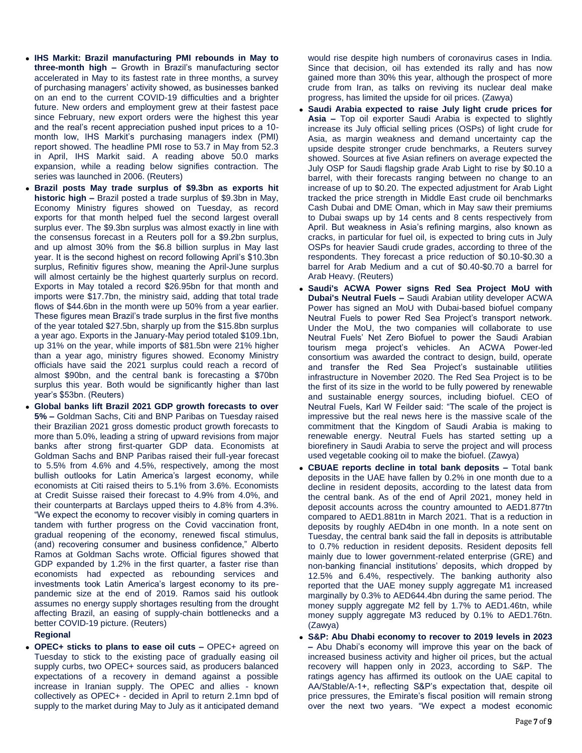- **IHS Markit: Brazil manufacturing PMI rebounds in May to three-month high –** Growth in Brazil's manufacturing sector accelerated in May to its fastest rate in three months, a survey of purchasing managers' activity showed, as businesses banked on an end to the current COVID-19 difficulties and a brighter future. New orders and employment grew at their fastest pace since February, new export orders were the highest this year and the real's recent appreciation pushed input prices to a 10-month low, IHS Markit's purchasing managers index (PMI) report showed. The headline PMI rose to 53.7 in May from 52.3 in April, IHS Markit said. A reading above 50.0 marks expansion, while a reading below signifies contraction. The series was launched in 2006. (Reuters)
- **Brazil posts May trade surplus of $9.3bn as exports hit historic high –** Brazil posted a trade surplus of $9.3bn in May, Economy Ministry figures showed on Tuesday, as record exports for that month helped fuel the second largest overall surplus ever. The $9.3bn surplus was almost exactly in line with the consensus forecast in a Reuters poll for a $9.2bn surplus, and up almost 30% from the $6.8 billion surplus in May last year. It is the second highest on record following April's $10.3bn surplus, Refinitiv figures show, meaning the April-June surplus will almost certainly be the highest quarterly surplus on record. Exports in May totaled a record $26.95bn for that month and imports were $17.7bn, the ministry said, adding that total trade flows of $44.6bn in the month were up 50% from a year earlier. These figures mean Brazil's trade surplus in the first five months of the year totaled $27.5bn, sharply up from the $15.8bn surplus a year ago. Exports in the January-May period totaled $109.1bn, up 31% on the year, while imports of $81.5bn were 21% higher than a year ago, ministry figures showed. Economy Ministry officials have said the 2021 surplus could reach a record of almost $90bn, and the central bank is forecasting a $70bn surplus this year. Both would be significantly higher than last year's $53bn. (Reuters)
- **Global banks lift Brazil 2021 GDP growth forecasts to over 5% –** Goldman Sachs, Citi and BNP Paribas on Tuesday raised their Brazilian 2021 gross domestic product growth forecasts to more than 5.0%, leading a string of upward revisions from major banks after strong first-quarter GDP data. Economists at Goldman Sachs and BNP Paribas raised their full-year forecast to 5.5% from 4.6% and 4.5%, respectively, among the most bullish outlooks for Latin America's largest economy, while economists at Citi raised theirs to 5.1% from 3.6%. Economists at Credit Suisse raised their forecast to 4.9% from 4.0%, and their counterparts at Barclays upped theirs to 4.8% from 4.3%. "We expect the economy to recover visibly in coming quarters in tandem with further progress on the Covid vaccination front, gradual reopening of the economy, renewed fiscal stimulus, (and) recovering consumer and business confidence," Alberto Ramos at Goldman Sachs wrote. Official figures showed that GDP expanded by 1.2% in the first quarter, a faster rise than economists had expected as rebounding services and investments took Latin America's largest economy to its pre-pandemic size at the end of 2019. Ramos said his outlook assumes no energy supply shortages resulting from the drought affecting Brazil, an easing of supply-chain bottlenecks and a better COVID-19 picture. (Reuters)

**Regional**

- **OPEC+ sticks to plans to ease oil cuts –** OPEC+ agreed on Tuesday to stick to the existing pace of gradually easing oil supply curbs, two OPEC+ sources said, as producers balanced expectations of a recovery in demand against a possible increase in Iranian supply. The OPEC and allies - known collectively as OPEC+ - decided in April to return 2.1mn bpd of supply to the market during May to July as it anticipated demand would rise despite high numbers of coronavirus cases in India. Since that decision, oil has extended its rally and has now gained more than 30% this year, although the prospect of more crude from Iran, as talks on reviving its nuclear deal make progress, has limited the upside for oil prices. (Zawya)
- **Saudi Arabia expected to raise July light crude prices for Asia –** Top oil exporter Saudi Arabia is expected to slightly increase its July official selling prices (OSPs) of light crude for Asia, as margin weakness and demand uncertainty cap the upside despite stronger crude benchmarks, a Reuters survey showed. Sources at five Asian refiners on average expected the July OSP for Saudi flagship grade Arab Light to rise by $0.10 a barrel, with their forecasts ranging between no change to an increase of up to $0.20. The expected adjustment for Arab Light tracked the price strength in Middle East crude oil benchmarks Cash Dubai and DME Oman, which in May saw their premiums to Dubai swaps up by 14 cents and 8 cents respectively from April. But weakness in Asia's refining margins, also known as cracks, in particular for fuel oil, is expected to bring cuts in July OSPs for heavier Saudi crude grades, according to three of the respondents. They forecast a price reduction of $0.10-$0.30 a barrel for Arab Medium and a cut of $0.40-$0.70 a barrel for Arab Heavy. (Reuters)
- **Saudi's ACWA Power signs Red Sea Project MoU with Dubai's Neutral Fuels –** Saudi Arabian utility developer ACWA Power has signed an MoU with Dubai-based biofuel company Neutral Fuels to power Red Sea Project's transport network. Under the MoU, the two companies will collaborate to use Neutral Fuels' Net Zero Biofuel to power the Saudi Arabian tourism mega project's vehicles. An ACWA Power-led consortium was awarded the contract to design, build, operate and transfer the Red Sea Project's sustainable utilities infrastructure in November 2020. The Red Sea Project is to be the first of its size in the world to be fully powered by renewable and sustainable energy sources, including biofuel. CEO of Neutral Fuels, Karl W Feilder said: "The scale of the project is impressive but the real news here is the massive scale of the commitment that the Kingdom of Saudi Arabia is making to renewable energy. Neutral Fuels has started setting up a biorefinery in Saudi Arabia to serve the project and will process used vegetable cooking oil to make the biofuel. (Zawya)
- **CBUAE reports decline in total bank deposits –** Total bank deposits in the UAE have fallen by 0.2% in one month due to a decline in resident deposits, according to the latest data from the central bank. As of the end of April 2021, money held in deposit accounts across the country amounted to AED1.877tn compared to AED1.881tn in March 2021. That is a reduction in deposits by roughly AED4bn in one month. In a note sent on Tuesday, the central bank said the fall in deposits is attributable to 0.7% reduction in resident deposits. Resident deposits fell mainly due to lower government-related enterprise (GRE) and non-banking financial institutions' deposits, which dropped by 12.5% and 6.4%, respectively. The banking authority also reported that the UAE money supply aggregate M1 increased marginally by 0.3% to AED644.4bn during the same period. The money supply aggregate M2 fell by 1.7% to AED1.46tn, while money supply aggregate M3 reduced by 0.1% to AED1.76tn. (Zawya)
- **S&P: Abu Dhabi economy to recover to 2019 levels in 2023 –** Abu Dhabi's economy will improve this year on the back of increased business activity and higher oil prices, but the actual recovery will happen only in 2023, according to S&P. The ratings agency has affirmed its outlook on the UAE capital to AA/Stable/A-1+, reflecting S&P's expectation that, despite oil price pressures, the Emirate's fiscal position will remain strong over the next two years. "We expect a modest economic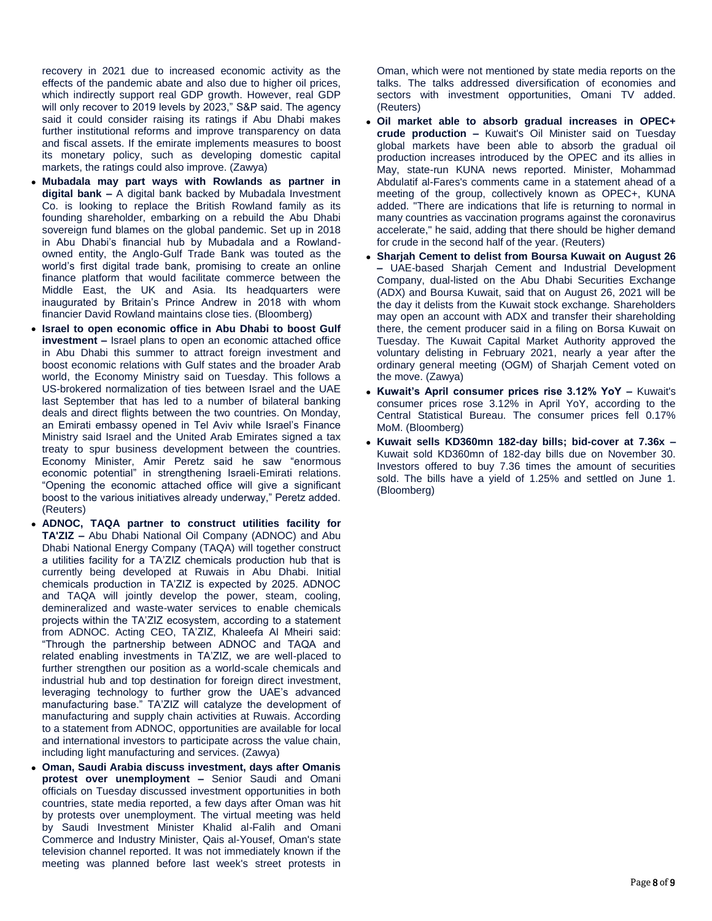recovery in 2021 due to increased economic activity as the effects of the pandemic abate and also due to higher oil prices, which indirectly support real GDP growth. However, real GDP will only recover to 2019 levels by 2023," S&P said. The agency said it could consider raising its ratings if Abu Dhabi makes further institutional reforms and improve transparency on data and fiscal assets. If the emirate implements measures to boost its monetary policy, such as developing domestic capital markets, the ratings could also improve. (Zawya)

- **Mubadala may part ways with Rowlands as partner in digital bank –** A digital bank backed by Mubadala Investment Co. is looking to replace the British Rowland family as its founding shareholder, embarking on a rebuild the Abu Dhabi sovereign fund blames on the global pandemic. Set up in 2018 in Abu Dhabi's financial hub by Mubadala and a Rowland-owned entity, the Anglo-Gulf Trade Bank was touted as the world's first digital trade bank, promising to create an online finance platform that would facilitate commerce between the Middle East, the UK and Asia. Its headquarters were inaugurated by Britain's Prince Andrew in 2018 with whom financier David Rowland maintains close ties. (Bloomberg)
- **Israel to open economic office in Abu Dhabi to boost Gulf investment –** Israel plans to open an economic attached office in Abu Dhabi this summer to attract foreign investment and boost economic relations with Gulf states and the broader Arab world, the Economy Ministry said on Tuesday. This follows a US-brokered normalization of ties between Israel and the UAE last September that has led to a number of bilateral banking deals and direct flights between the two countries. On Monday, an Emirati embassy opened in Tel Aviv while Israel's Finance Ministry said Israel and the United Arab Emirates signed a tax treaty to spur business development between the countries. Economy Minister, Amir Peretz said he saw "enormous economic potential" in strengthening Israeli-Emirati relations. "Opening the economic attached office will give a significant boost to the various initiatives already underway," Peretz added. (Reuters)
- **ADNOC, TAQA partner to construct utilities facility for TA'ZIZ –** Abu Dhabi National Oil Company (ADNOC) and Abu Dhabi National Energy Company (TAQA) will together construct a utilities facility for a TA'ZIZ chemicals production hub that is currently being developed at Ruwais in Abu Dhabi. Initial chemicals production in TA'ZIZ is expected by 2025. ADNOC and TAQA will jointly develop the power, steam, cooling, demineralized and waste-water services to enable chemicals projects within the TA'ZIZ ecosystem, according to a statement from ADNOC. Acting CEO, TA'ZIZ, Khaleefa Al Mheiri said: "Through the partnership between ADNOC and TAQA and related enabling investments in TA'ZIZ, we are well-placed to further strengthen our position as a world-scale chemicals and industrial hub and top destination for foreign direct investment, leveraging technology to further grow the UAE's advanced manufacturing base." TA'ZIZ will catalyze the development of manufacturing and supply chain activities at Ruwais. According to a statement from ADNOC, opportunities are available for local and international investors to participate across the value chain, including light manufacturing and services. (Zawya)
- **Oman, Saudi Arabia discuss investment, days after Omanis protest over unemployment –** Senior Saudi and Omani officials on Tuesday discussed investment opportunities in both countries, state media reported, a few days after Oman was hit by protests over unemployment. The virtual meeting was held by Saudi Investment Minister Khalid al-Falih and Omani Commerce and Industry Minister, Qais al-Yousef, Oman's state television channel reported. It was not immediately known if the meeting was planned before last week's street protests in Oman, which were not mentioned by state media reports on the talks. The talks addressed diversification of economies and sectors with investment opportunities, Omani TV added. (Reuters)
- **Oil market able to absorb gradual increases in OPEC+ crude production –** Kuwait's Oil Minister said on Tuesday global markets have been able to absorb the gradual oil production increases introduced by the OPEC and its allies in May, state-run KUNA news reported. Minister, Mohammad Abdulatif al-Fares's comments came in a statement ahead of a meeting of the group, collectively known as OPEC+, KUNA added. "There are indications that life is returning to normal in many countries as vaccination programs against the coronavirus accelerate," he said, adding that there should be higher demand for crude in the second half of the year. (Reuters)
- **Sharjah Cement to delist from Boursa Kuwait on August 26 –** UAE-based Sharjah Cement and Industrial Development Company, dual-listed on the Abu Dhabi Securities Exchange (ADX) and Boursa Kuwait, said that on August 26, 2021 will be the day it delists from the Kuwait stock exchange. Shareholders may open an account with ADX and transfer their shareholding there, the cement producer said in a filing on Boursa Kuwait on Tuesday. The Kuwait Capital Market Authority approved the voluntary delisting in February 2021, nearly a year after the ordinary general meeting (OGM) of Sharjah Cement voted on the move. (Zawya)
- **Kuwait's April consumer prices rise 3.12% YoY –** Kuwait's consumer prices rose 3.12% in April YoY, according to the Central Statistical Bureau. The consumer prices fell 0.17% MoM. (Bloomberg)
- **Kuwait sells KD360mn 182-day bills; bid-cover at 7.36x –** Kuwait sold KD360mn of 182-day bills due on November 30. Investors offered to buy 7.36 times the amount of securities sold. The bills have a yield of 1.25% and settled on June 1. (Bloomberg)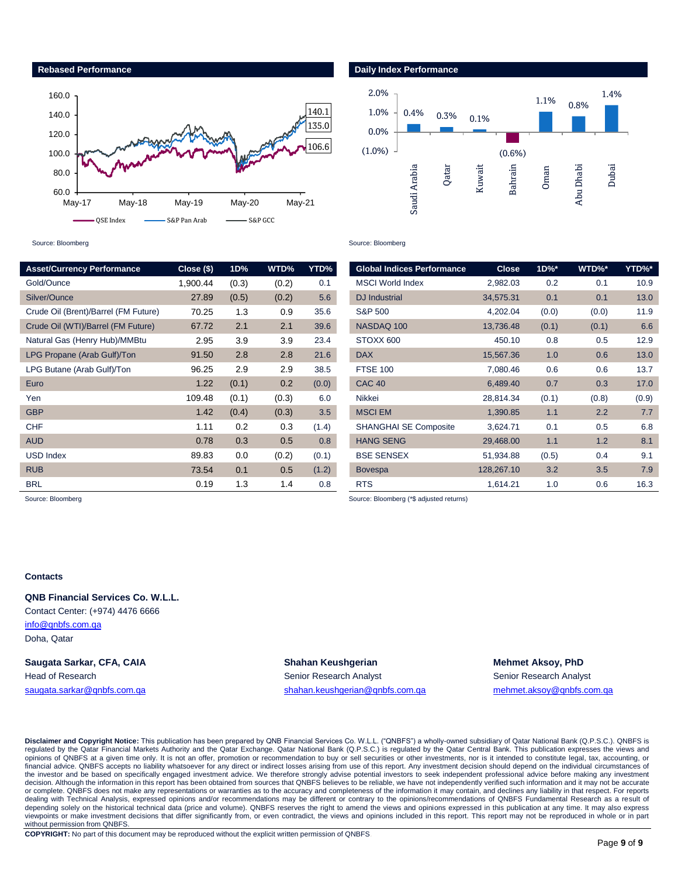**Rebased Performance**

160.0
140.0
120.0
100.0
80.0
60.0

May-17 May-18 May-19 May-20 May-21

140.1
135.0
106.6

QSE Index — S&P Pan Arab — S&P GCC

Source: Bloomberg

**Daily Index Performance**

2.0%
1.0%
0.0%
(1.0%)

0.4% 0.3% 0.1% (0.6%) 1.1% 0.8% 1.4%

Saudi Arabia Qatar Kuwait Bahrain Oman Abu Dhabi Dubai

Source: Bloomberg

| Asset/Currency Performance | Close ($) | 1D% | WTD% | YTD% |
|---|---|---|---|---|
| Gold/Ounce | 1,900.44 | (0.3) | (0.2) | 0.1 |
| Silver/Ounce | 27.89 | (0.5) | (0.2) | 5.6 |
| Crude Oil (Brent)/Barrel (FM Future) | 70.25 | 1.3 | 0.9 | 35.6 |
| Crude Oil (WTI)/Barrel (FM Future) | 67.72 | 2.1 | 2.1 | 39.6 |
| Natural Gas (Henry Hub)/MMBtu | 2.95 | 3.9 | 3.9 | 23.4 |
| LPG Propane (Arab Gulf)/Ton | 91.50 | 2.8 | 2.8 | 21.6 |
| LPG Butane (Arab Gulf)/Ton | 96.25 | 2.9 | 2.9 | 38.5 |
| Euro | 1.22 | (0.1) | 0.2 | (0.0) |
| Yen | 109.48 | (0.1) | (0.3) | 6.0 |
| GBP | 1.42 | (0.4) | (0.3) | 3.5 |
| CHF | 1.11 | 0.2 | 0.3 | (1.4) |
| AUD | 0.78 | 0.3 | 0.5 | 0.8 |
| USD Index | 89.83 | 0.0 | (0.2) | (0.1) |
| RUB | 73.54 | 0.1 | 0.5 | (1.2) |
| BRL | 0.19 | 1.3 | 1.4 | 0.8 |

Source: Bloomberg

| Global Indices Performance | Close | 1D%* | WTD%* | YTD%* |
|---|---|---|---|---|
| MSCI World Index | 2,982.03 | 0.2 | 0.1 | 10.9 |
| DJ Industrial | 34,575.31 | 0.1 | 0.1 | 13.0 |
| S&P 500 | 4,202.04 | (0.0) | (0.0) | 11.9 |
| NASDAQ 100 | 13,736.48 | (0.1) | (0.1) | 6.6 |
| STOXX 600 | 450.10 | 0.8 | 0.5 | 12.9 |
| DAX | 15,567.36 | 1.0 | 0.6 | 13.0 |
| FTSE 100 | 7,080.46 | 0.6 | 0.6 | 13.7 |
| CAC 40 | 6,489.40 | 0.7 | 0.3 | 17.0 |
| Nikkei | 28,814.34 | (0.1) | (0.8) | (0.9) |
| MSCI EM | 1,390.85 | 1.1 | 2.2 | 7.7 |
| SHANGHAI SE Composite | 3,624.71 | 0.1 | 0.5 | 6.8 |
| HANG SENG | 29,468.00 | 1.1 | 1.2 | 8.1 |
| BSE SENSEX | 51,934.88 | (0.5) | 0.4 | 9.1 |
| Bovespa | 128,267.10 | 3.2 | 3.5 | 7.9 |
| RTS | 1,614.21 | 1.0 | 0.6 | 16.3 |

Source: Bloomberg (*$ adjusted returns)

**Contacts**

**QNB Financial Services Co. W.L.L.**
Contact Center: (+974) 4476 6666
info@qnbfs.com.qa
Doha, Qatar

**Saugata Sarkar, CFA, CAIA**
Head of Research
saugata.sarkar@qnbfs.com.qa

**Shahan Keushgerian**
Senior Research Analyst
shahan.keushgerian@qnbfs.com.qa

**Mehmet Aksoy, PhD**
Senior Research Analyst
mehmet.aksoy@qnbfs.com.qa

**Disclaimer and Copyright Notice:** This publication has been prepared by QNB Financial Services Co. W.L.L. ("QNBFS") a wholly-owned subsidiary of Qatar National Bank (Q.P.S.C.). QNBFS is regulated by the Qatar Financial Markets Authority and the Qatar Exchange. Qatar National Bank (Q.P.S.C.) is regulated by the Qatar Central Bank. This publication expresses the views and opinions of QNBFS at a given time only. It is not an offer, promotion or recommendation to buy or sell securities or other investments, nor is it intended to constitute legal, tax, accounting, or financial advice. QNBFS accepts no liability whatsoever for any direct or indirect losses arising from use of this report. Any investment decision should depend on the individual circumstances of the investor and be based on specifically engaged investment advice. We therefore strongly advise potential investors to seek independent professional advice before making any investment decision. Although the information in this report has been obtained from sources that QNBFS believes to be reliable, we have not independently verified such information and it may not be accurate or complete. QNBFS does not make any representations or warranties as to the accuracy and completeness of the information it may contain, and declines any liability in that respect. For reports dealing with Technical Analysis, expressed opinions and/or recommendations may be different or contrary to the opinions/recommendations of QNBFS Fundamental Research as a result of depending solely on the historical technical data (price and volume). QNBFS reserves the right to amend the views and opinions expressed in this publication at any time. It may also express viewpoints or make investment decisions that differ significantly from, or even contradict, the views and opinions included in this report. This report may not be reproduced in whole or in part without permission from QNBFS.

**COPYRIGHT:** No part of this document may be reproduced without the explicit written permission of QNBFS